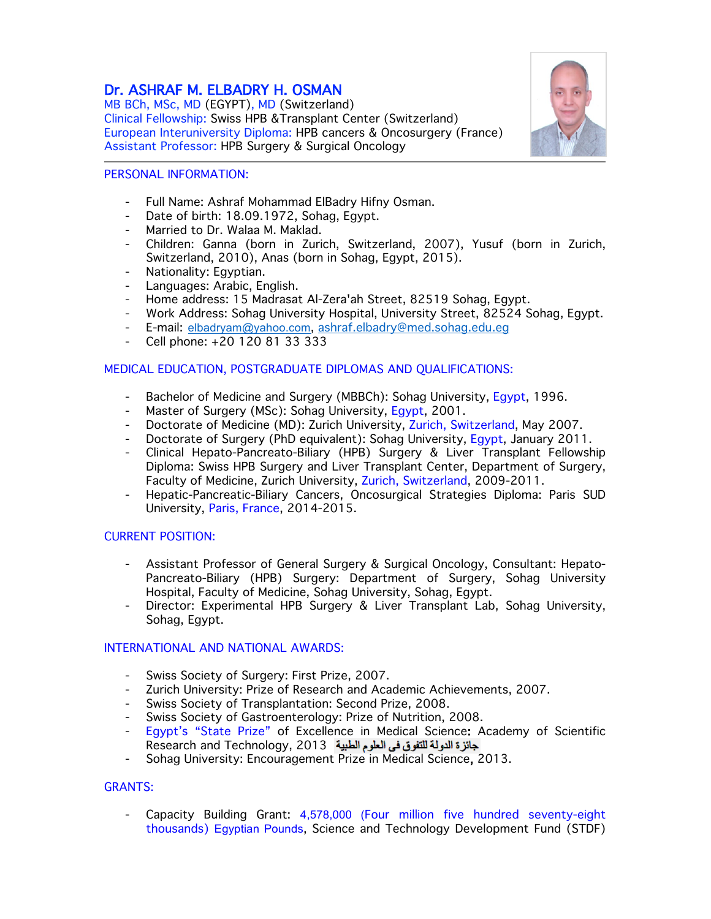# Dr. ASHRAF M. ELBADRY H. OSMAN

MB BCh, MSc, MD (EGYPT), MD (Switzerland)
Clinical Fellowship: Swiss HPB &Transplant Center (Switzerland)
European Interuniversity Diploma: HPB cancers & Oncosurgery (France)
Assistant Professor: HPB Surgery & Surgical Oncology

## PERSONAL INFORMATION:

- Full Name: Ashraf Mohammad ElBadry Hifny Osman.
- Date of birth: 18.09.1972, Sohag, Egypt.
- Married to Dr. Walaa M. Maklad.
- Children: Ganna (born in Zurich, Switzerland, 2007), Yusuf (born in Zurich, Switzerland, 2010), Anas (born in Sohag, Egypt, 2015).
- Nationality: Egyptian.
- Languages: Arabic, English.
- Home address: 15 Madrasat Al-Zera'ah Street, 82519 Sohag, Egypt.
- Work Address: Sohag University Hospital, University Street, 82524 Sohag, Egypt.
- E-mail: elbadryam@yahoo.com, ashraf.elbadry@med.sohag.edu.eg
- Cell phone: +20 120 81 33 333

## MEDICAL EDUCATION, POSTGRADUATE DIPLOMAS AND QUALIFICATIONS:

- Bachelor of Medicine and Surgery (MBBCh): Sohag University, Egypt, 1996.
- Master of Surgery (MSc): Sohag University, Egypt, 2001.
- Doctorate of Medicine (MD): Zurich University, Zurich, Switzerland, May 2007.
- Doctorate of Surgery (PhD equivalent): Sohag University, Egypt, January 2011.
- Clinical Hepato-Pancreato-Biliary (HPB) Surgery & Liver Transplant Fellowship Diploma: Swiss HPB Surgery and Liver Transplant Center, Department of Surgery, Faculty of Medicine, Zurich University, Zurich, Switzerland, 2009-2011.
- Hepatic-Pancreatic-Biliary Cancers, Oncosurgical Strategies Diploma: Paris SUD University, Paris, France, 2014-2015.

## CURRENT POSITION:

- Assistant Professor of General Surgery & Surgical Oncology, Consultant: Hepato-Pancreato-Biliary (HPB) Surgery: Department of Surgery, Sohag University Hospital, Faculty of Medicine, Sohag University, Sohag, Egypt.
- Director: Experimental HPB Surgery & Liver Transplant Lab, Sohag University, Sohag, Egypt.

## INTERNATIONAL AND NATIONAL AWARDS:

- Swiss Society of Surgery: First Prize, 2007.
- Zurich University: Prize of Research and Academic Achievements, 2007.
- Swiss Society of Transplantation: Second Prize, 2008.
- Swiss Society of Gastroenterology: Prize of Nutrition, 2008.
- Egypt's "State Prize" of Excellence in Medical Science: Academy of Scientific Research and Technology, 2013 جائزة الدولة للتفوق فى العلوم الطبية
- Sohag University: Encouragement Prize in Medical Science, 2013.

## GRANTS:

- Capacity Building Grant: 4,578,000 (Four million five hundred seventy-eight thousands) Egyptian Pounds, Science and Technology Development Fund (STDF)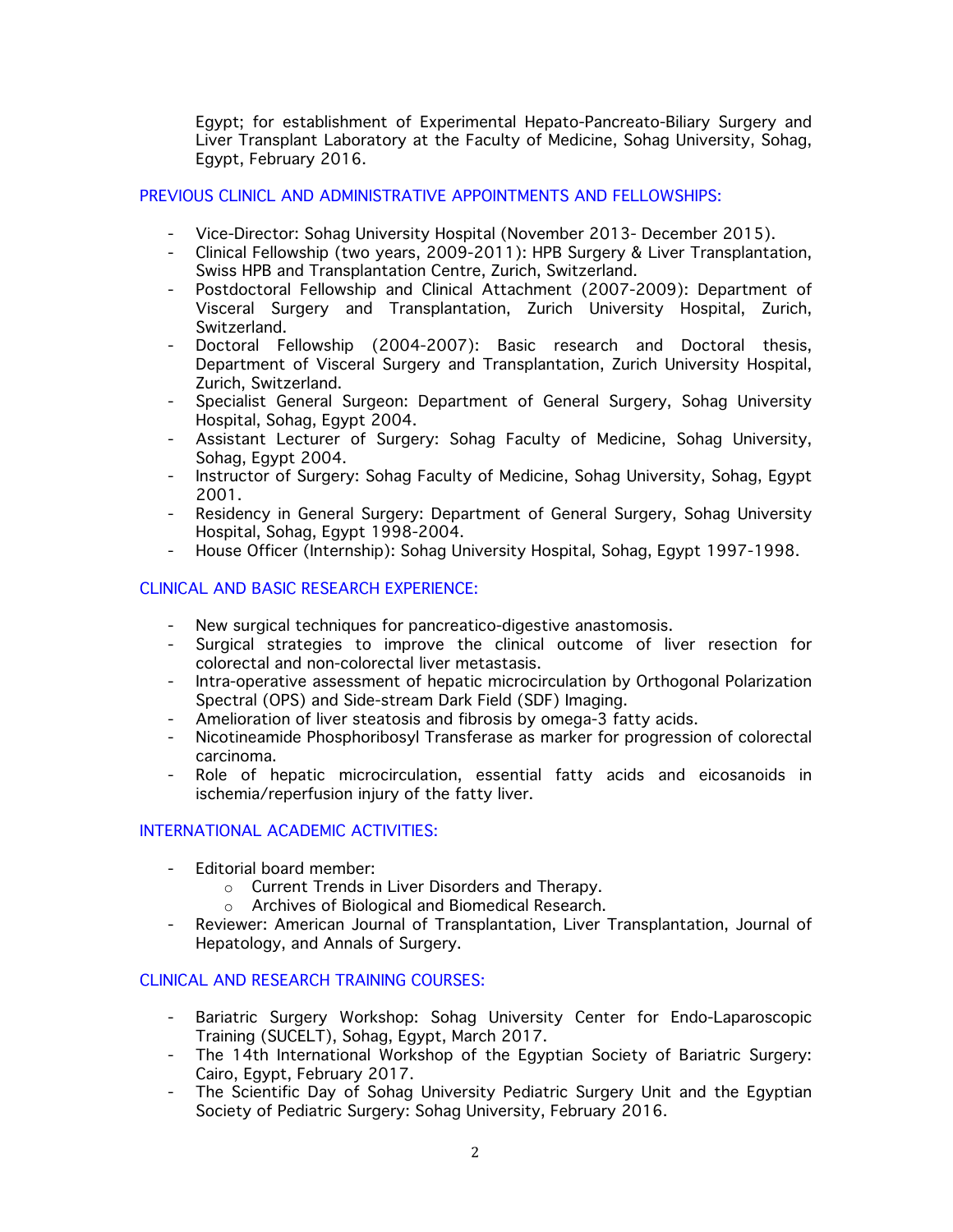Egypt; for establishment of Experimental Hepato-Pancreato-Biliary Surgery and Liver Transplant Laboratory at the Faculty of Medicine, Sohag University, Sohag, Egypt, February 2016.

## PREVIOUS CLINICL AND ADMINISTRATIVE APPOINTMENTS AND FELLOWSHIPS:

- Vice-Director: Sohag University Hospital (November 2013- December 2015).
- Clinical Fellowship (two years, 2009-2011): HPB Surgery & Liver Transplantation, Swiss HPB and Transplantation Centre, Zurich, Switzerland.
- Postdoctoral Fellowship and Clinical Attachment (2007-2009): Department of Visceral Surgery and Transplantation, Zurich University Hospital, Zurich, Switzerland.
- Doctoral Fellowship (2004-2007): Basic research and Doctoral thesis, Department of Visceral Surgery and Transplantation, Zurich University Hospital, Zurich, Switzerland.
- Specialist General Surgeon: Department of General Surgery, Sohag University Hospital, Sohag, Egypt 2004.
- Assistant Lecturer of Surgery: Sohag Faculty of Medicine, Sohag University, Sohag, Egypt 2004.
- Instructor of Surgery: Sohag Faculty of Medicine, Sohag University, Sohag, Egypt 2001.
- Residency in General Surgery: Department of General Surgery, Sohag University Hospital, Sohag, Egypt 1998-2004.
- House Officer (Internship): Sohag University Hospital, Sohag, Egypt 1997-1998.

## CLINICAL AND BASIC RESEARCH EXPERIENCE:

- New surgical techniques for pancreatico-digestive anastomosis.
- Surgical strategies to improve the clinical outcome of liver resection for colorectal and non-colorectal liver metastasis.
- Intra-operative assessment of hepatic microcirculation by Orthogonal Polarization Spectral (OPS) and Side-stream Dark Field (SDF) Imaging.
- Amelioration of liver steatosis and fibrosis by omega-3 fatty acids.
- Nicotineamide Phosphoribosyl Transferase as marker for progression of colorectal carcinoma.
- Role of hepatic microcirculation, essential fatty acids and eicosanoids in ischemia/reperfusion injury of the fatty liver.

## INTERNATIONAL ACADEMIC ACTIVITIES:

- Editorial board member:
    - Current Trends in Liver Disorders and Therapy.
    - Archives of Biological and Biomedical Research.
- Reviewer: American Journal of Transplantation, Liver Transplantation, Journal of Hepatology, and Annals of Surgery.

## CLINICAL AND RESEARCH TRAINING COURSES:

- Bariatric Surgery Workshop: Sohag University Center for Endo-Laparoscopic Training (SUCELT), Sohag, Egypt, March 2017.
- The 14th International Workshop of the Egyptian Society of Bariatric Surgery: Cairo, Egypt, February 2017.
- The Scientific Day of Sohag University Pediatric Surgery Unit and the Egyptian Society of Pediatric Surgery: Sohag University, February 2016.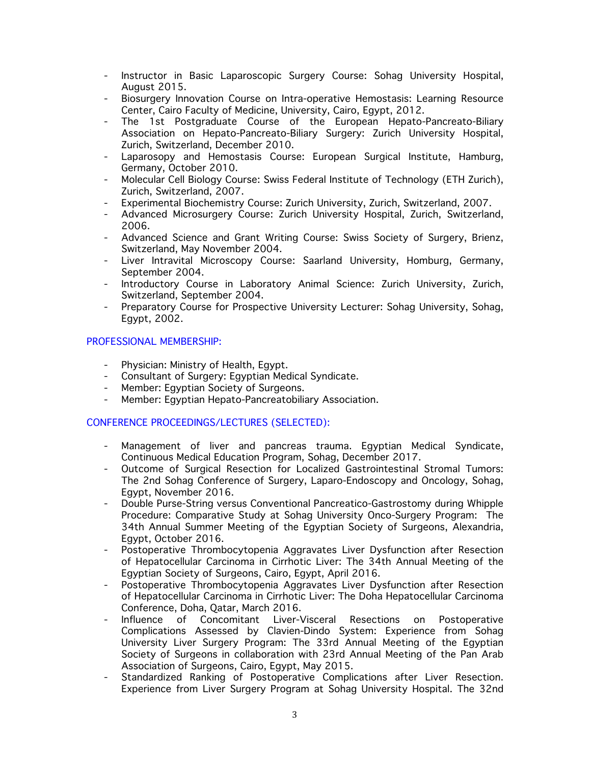- Instructor in Basic Laparoscopic Surgery Course: Sohag University Hospital, August 2015.
- Biosurgery Innovation Course on Intra-operative Hemostasis: Learning Resource Center, Cairo Faculty of Medicine, University, Cairo, Egypt, 2012.
- The 1st Postgraduate Course of the European Hepato-Pancreato-Biliary Association on Hepato-Pancreato-Biliary Surgery: Zurich University Hospital, Zurich, Switzerland, December 2010.
- Laparosopy and Hemostasis Course: European Surgical Institute, Hamburg, Germany, October 2010.
- Molecular Cell Biology Course: Swiss Federal Institute of Technology (ETH Zurich), Zurich, Switzerland, 2007.
- Experimental Biochemistry Course: Zurich University, Zurich, Switzerland, 2007.
- Advanced Microsurgery Course: Zurich University Hospital, Zurich, Switzerland, 2006.
- Advanced Science and Grant Writing Course: Swiss Society of Surgery, Brienz, Switzerland, May November 2004.
- Liver Intravital Microscopy Course: Saarland University, Homburg, Germany, September 2004.
- Introductory Course in Laboratory Animal Science: Zurich University, Zurich, Switzerland, September 2004.
- Preparatory Course for Prospective University Lecturer: Sohag University, Sohag, Egypt, 2002.

## PROFESSIONAL MEMBERSHIP:

- Physician: Ministry of Health, Egypt.
- Consultant of Surgery: Egyptian Medical Syndicate.
- Member: Egyptian Society of Surgeons.
- Member: Egyptian Hepato-Pancreatobiliary Association.

## CONFERENCE PROCEEDINGS/LECTURES (SELECTED):

- Management of liver and pancreas trauma. Egyptian Medical Syndicate, Continuous Medical Education Program, Sohag, December 2017.
- Outcome of Surgical Resection for Localized Gastrointestinal Stromal Tumors: The 2nd Sohag Conference of Surgery, Laparo-Endoscopy and Oncology, Sohag, Egypt, November 2016.
- Double Purse-String versus Conventional Pancreatico-Gastrostomy during Whipple Procedure: Comparative Study at Sohag University Onco-Surgery Program: The 34th Annual Summer Meeting of the Egyptian Society of Surgeons, Alexandria, Egypt, October 2016.
- Postoperative Thrombocytopenia Aggravates Liver Dysfunction after Resection of Hepatocellular Carcinoma in Cirrhotic Liver: The 34th Annual Meeting of the Egyptian Society of Surgeons, Cairo, Egypt, April 2016.
- Postoperative Thrombocytopenia Aggravates Liver Dysfunction after Resection of Hepatocellular Carcinoma in Cirrhotic Liver: The Doha Hepatocellular Carcinoma Conference, Doha, Qatar, March 2016.
- Influence of Concomitant Liver-Visceral Resections on Postoperative Complications Assessed by Clavien-Dindo System: Experience from Sohag University Liver Surgery Program: The 33rd Annual Meeting of the Egyptian Society of Surgeons in collaboration with 23rd Annual Meeting of the Pan Arab Association of Surgeons, Cairo, Egypt, May 2015.
- Standardized Ranking of Postoperative Complications after Liver Resection. Experience from Liver Surgery Program at Sohag University Hospital. The 32nd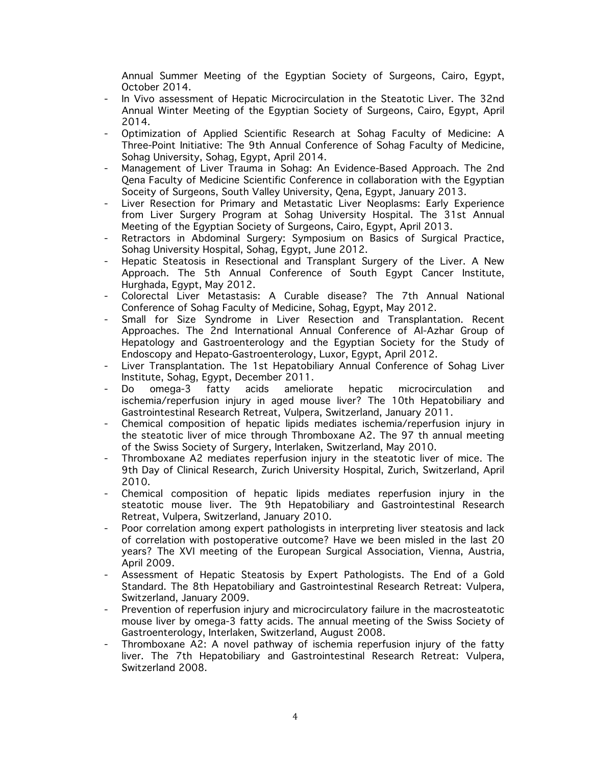Annual Summer Meeting of the Egyptian Society of Surgeons, Cairo, Egypt, October 2014.

- In Vivo assessment of Hepatic Microcirculation in the Steatotic Liver. The 32nd Annual Winter Meeting of the Egyptian Society of Surgeons, Cairo, Egypt, April 2014.
- Optimization of Applied Scientific Research at Sohag Faculty of Medicine: A Three-Point Initiative: The 9th Annual Conference of Sohag Faculty of Medicine, Sohag University, Sohag, Egypt, April 2014.
- Management of Liver Trauma in Sohag: An Evidence-Based Approach. The 2nd Qena Faculty of Medicine Scientific Conference in collaboration with the Egyptian Soceity of Surgeons, South Valley University, Qena, Egypt, January 2013.
- Liver Resection for Primary and Metastatic Liver Neoplasms: Early Experience from Liver Surgery Program at Sohag University Hospital. The 31st Annual Meeting of the Egyptian Society of Surgeons, Cairo, Egypt, April 2013.
- Retractors in Abdominal Surgery: Symposium on Basics of Surgical Practice, Sohag University Hospital, Sohag, Egypt, June 2012.
- Hepatic Steatosis in Resectional and Transplant Surgery of the Liver. A New Approach. The 5th Annual Conference of South Egypt Cancer Institute, Hurghada, Egypt, May 2012.
- Colorectal Liver Metastasis: A Curable disease? The 7th Annual National Conference of Sohag Faculty of Medicine, Sohag, Egypt, May 2012.
- Small for Size Syndrome in Liver Resection and Transplantation. Recent Approaches. The 2nd International Annual Conference of Al-Azhar Group of Hepatology and Gastroenterology and the Egyptian Society for the Study of Endoscopy and Hepato-Gastroenterology, Luxor, Egypt, April 2012.
- Liver Transplantation. The 1st Hepatobiliary Annual Conference of Sohag Liver Institute, Sohag, Egypt, December 2011.
- Do omega-3 fatty acids ameliorate hepatic microcirculation and ischemia/reperfusion injury in aged mouse liver? The 10th Hepatobiliary and Gastrointestinal Research Retreat, Vulpera, Switzerland, January 2011.
- Chemical composition of hepatic lipids mediates ischemia/reperfusion injury in the steatotic liver of mice through Thromboxane A2. The 97 th annual meeting of the Swiss Society of Surgery, Interlaken, Switzerland, May 2010.
- Thromboxane A2 mediates reperfusion injury in the steatotic liver of mice. The 9th Day of Clinical Research, Zurich University Hospital, Zurich, Switzerland, April 2010.
- Chemical composition of hepatic lipids mediates reperfusion injury in the steatotic mouse liver. The 9th Hepatobiliary and Gastrointestinal Research Retreat, Vulpera, Switzerland, January 2010.
- Poor correlation among expert pathologists in interpreting liver steatosis and lack of correlation with postoperative outcome? Have we been misled in the last 20 years? The XVI meeting of the European Surgical Association, Vienna, Austria, April 2009.
- Assessment of Hepatic Steatosis by Expert Pathologists. The End of a Gold Standard. The 8th Hepatobiliary and Gastrointestinal Research Retreat: Vulpera, Switzerland, January 2009.
- Prevention of reperfusion injury and microcirculatory failure in the macrosteatotic mouse liver by omega-3 fatty acids. The annual meeting of the Swiss Society of Gastroenterology, Interlaken, Switzerland, August 2008.
- Thromboxane A2: A novel pathway of ischemia reperfusion injury of the fatty liver. The 7th Hepatobiliary and Gastrointestinal Research Retreat: Vulpera, Switzerland 2008.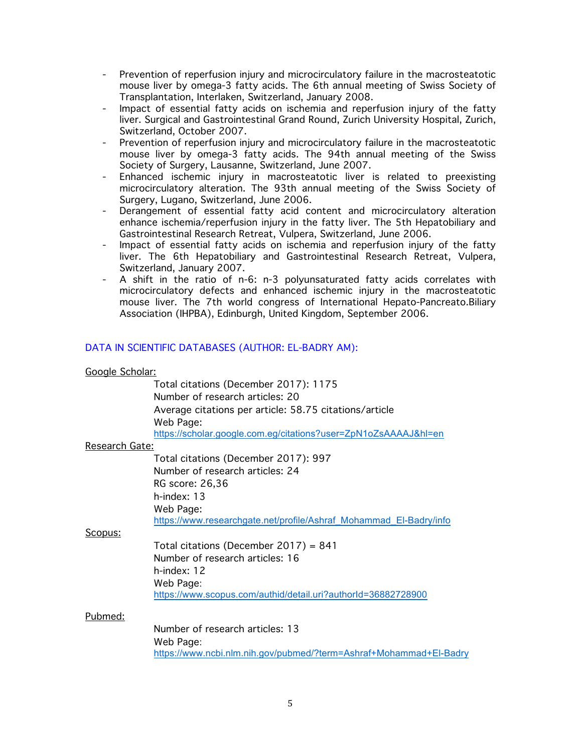- Prevention of reperfusion injury and microcirculatory failure in the macrosteatotic mouse liver by omega-3 fatty acids. The 6th annual meeting of Swiss Society of Transplantation, Interlaken, Switzerland, January 2008.
- Impact of essential fatty acids on ischemia and reperfusion injury of the fatty liver. Surgical and Gastrointestinal Grand Round, Zurich University Hospital, Zurich, Switzerland, October 2007.
- Prevention of reperfusion injury and microcirculatory failure in the macrosteatotic mouse liver by omega-3 fatty acids. The 94th annual meeting of the Swiss Society of Surgery, Lausanne, Switzerland, June 2007.
- Enhanced ischemic injury in macrosteatotic liver is related to preexisting microcirculatory alteration. The 93th annual meeting of the Swiss Society of Surgery, Lugano, Switzerland, June 2006.
- Derangement of essential fatty acid content and microcirculatory alteration enhance ischemia/reperfusion injury in the fatty liver. The 5th Hepatobiliary and Gastrointestinal Research Retreat, Vulpera, Switzerland, June 2006.
- Impact of essential fatty acids on ischemia and reperfusion injury of the fatty liver. The 6th Hepatobiliary and Gastrointestinal Research Retreat, Vulpera, Switzerland, January 2007.
- A shift in the ratio of n-6: n-3 polyunsaturated fatty acids correlates with microcirculatory defects and enhanced ischemic injury in the macrosteatotic mouse liver. The 7th world congress of International Hepato-Pancreato.Biliary Association (IHPBA), Edinburgh, United Kingdom, September 2006.

## DATA IN SCIENTIFIC DATABASES (AUTHOR: EL-BADRY AM):

<u>Google Scholar:</u>

Total citations (December 2017): 1175
Number of research articles: 20
Average citations per article: 58.75 citations/article
Web Page:
https://scholar.google.com.eg/citations?user=ZpN1oZsAAAAJ&hl=en

<u>Research Gate:</u>

Total citations (December 2017): 997
Number of research articles: 24
RG score: 26,36
h-index: 13
Web Page:
https://www.researchgate.net/profile/Ashraf_Mohammad_El-Badry/info

<u>Scopus:</u>

Total citations (December 2017) = 841
Number of research articles: 16
h-index: 12
Web Page:
https://www.scopus.com/authid/detail.uri?authorId=36882728900

<u>Pubmed:</u>

Number of research articles: 13
Web Page:
https://www.ncbi.nlm.nih.gov/pubmed/?term=Ashraf+Mohammad+El-Badry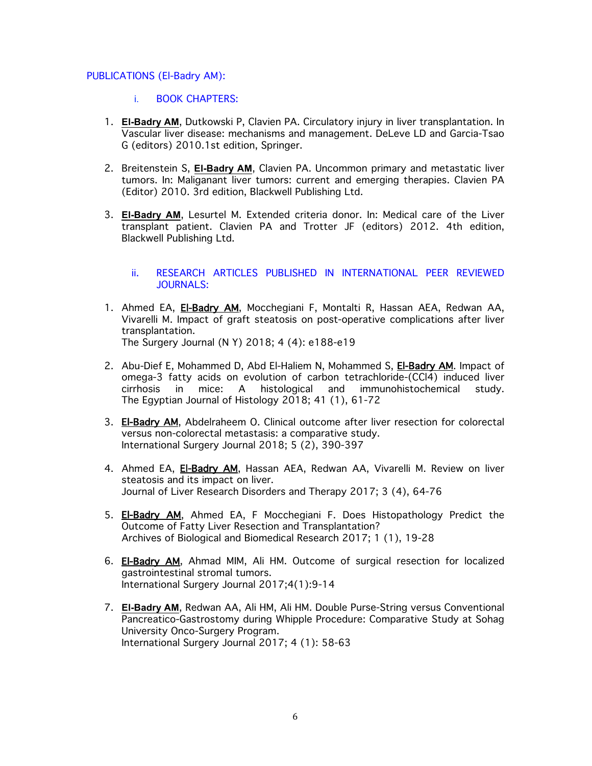PUBLICATIONS (El-Badry AM):

i. BOOK CHAPTERS:

1. **El-Badry AM**, Dutkowski P, Clavien PA. Circulatory injury in liver transplantation. In Vascular liver disease: mechanisms and management. DeLeve LD and Garcia-Tsao G (editors) 2010.1st edition, Springer.

2. Breitenstein S, **El-Badry AM**, Clavien PA. Uncommon primary and metastatic liver tumors. In: Maliganant liver tumors: current and emerging therapies. Clavien PA (Editor) 2010. 3rd edition, Blackwell Publishing Ltd.

3. **El-Badry AM**, Lesurtel M. Extended criteria donor. In: Medical care of the Liver transplant patient. Clavien PA and Trotter JF (editors) 2012. 4th edition, Blackwell Publishing Ltd.

ii. RESEARCH ARTICLES PUBLISHED IN INTERNATIONAL PEER REVIEWED JOURNALS:

1. Ahmed EA, El-Badry AM, Mocchegiani F, Montalti R, Hassan AEA, Redwan AA, Vivarelli M. Impact of graft steatosis on post-operative complications after liver transplantation.
   The Surgery Journal (N Y) 2018; 4 (4): e188-e19

2. Abu-Dief E, Mohammed D, Abd El-Haliem N, Mohammed S, El-Badry AM. Impact of omega-3 fatty acids on evolution of carbon tetrachloride-(CCl4) induced liver cirrhosis in mice: A histological and immunohistochemical study.
   The Egyptian Journal of Histology 2018; 41 (1), 61-72

3. El-Badry AM, Abdelraheem O. Clinical outcome after liver resection for colorectal versus non-colorectal metastasis: a comparative study.
   International Surgery Journal 2018; 5 (2), 390-397

4. Ahmed EA, El-Badry AM, Hassan AEA, Redwan AA, Vivarelli M. Review on liver steatosis and its impact on liver.
   Journal of Liver Research Disorders and Therapy 2017; 3 (4), 64-76

5. El-Badry AM, Ahmed EA, F Mocchegiani F. Does Histopathology Predict the Outcome of Fatty Liver Resection and Transplantation?
   Archives of Biological and Biomedical Research 2017; 1 (1), 19-28

6. El-Badry AM, Ahmad MIM, Ali HM. Outcome of surgical resection for localized gastrointestinal stromal tumors.
   International Surgery Journal 2017;4(1):9-14

7. **El-Badry AM**, Redwan AA, Ali HM, Ali HM. Double Purse-String versus Conventional Pancreatico-Gastrostomy during Whipple Procedure: Comparative Study at Sohag University Onco-Surgery Program.
   International Surgery Journal 2017; 4 (1): 58-63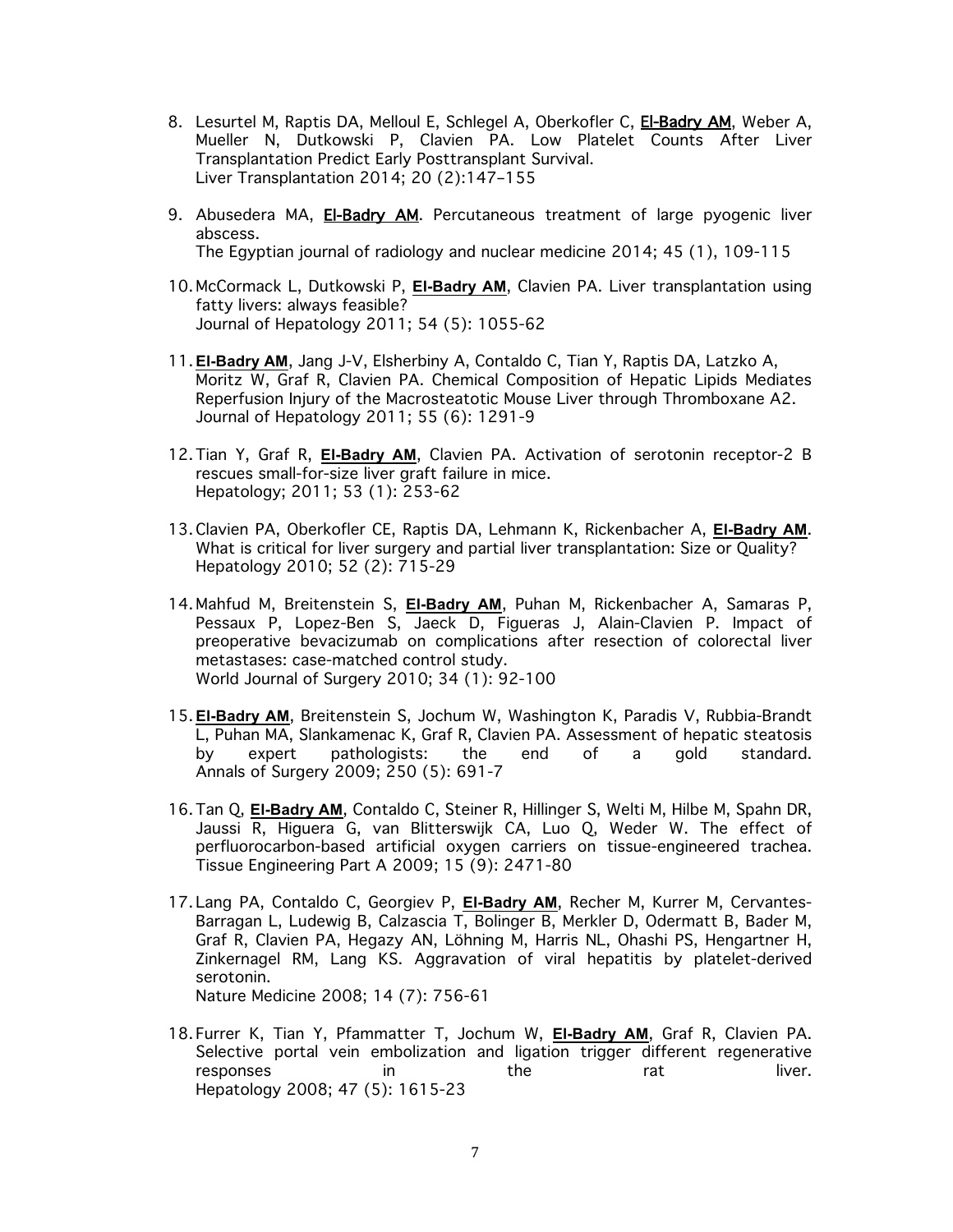8. Lesurtel M, Raptis DA, Melloul E, Schlegel A, Oberkofler C, **El-Badry AM**, Weber A, Mueller N, Dutkowski P, Clavien PA. Low Platelet Counts After Liver Transplantation Predict Early Posttransplant Survival.
   Liver Transplantation 2014; 20 (2):147–155

9. Abusedera MA, **El-Badry AM**. Percutaneous treatment of large pyogenic liver abscess.
   The Egyptian journal of radiology and nuclear medicine 2014; 45 (1), 109-115

10. McCormack L, Dutkowski P, **El-Badry AM**, Clavien PA. Liver transplantation using fatty livers: always feasible?
    Journal of Hepatology 2011; 54 (5): 1055-62

11. **El-Badry AM**, Jang J-V, Elsherbiny A, Contaldo C, Tian Y, Raptis DA, Latzko A, Moritz W, Graf R, Clavien PA. Chemical Composition of Hepatic Lipids Mediates Reperfusion Injury of the Macrosteatotic Mouse Liver through Thromboxane A2.
    Journal of Hepatology 2011; 55 (6): 1291-9

12. Tian Y, Graf R, **El-Badry AM**, Clavien PA. Activation of serotonin receptor-2 B rescues small-for-size liver graft failure in mice.
    Hepatology; 2011; 53 (1): 253-62

13. Clavien PA, Oberkofler CE, Raptis DA, Lehmann K, Rickenbacher A, **El-Badry AM**. What is critical for liver surgery and partial liver transplantation: Size or Quality?
    Hepatology 2010; 52 (2): 715-29

14. Mahfud M, Breitenstein S, **El-Badry AM**, Puhan M, Rickenbacher A, Samaras P, Pessaux P, Lopez-Ben S, Jaeck D, Figueras J, Alain-Clavien P. Impact of preoperative bevacizumab on complications after resection of colorectal liver metastases: case-matched control study.
    World Journal of Surgery 2010; 34 (1): 92-100

15. **El-Badry AM**, Breitenstein S, Jochum W, Washington K, Paradis V, Rubbia-Brandt L, Puhan MA, Slankamenac K, Graf R, Clavien PA. Assessment of hepatic steatosis by expert pathologists: the end of a gold standard.
    Annals of Surgery 2009; 250 (5): 691-7

16. Tan Q, **El-Badry AM**, Contaldo C, Steiner R, Hillinger S, Welti M, Hilbe M, Spahn DR, Jaussi R, Higuera G, van Blitterswijk CA, Luo Q, Weder W. The effect of perfluorocarbon-based artificial oxygen carriers on tissue-engineered trachea.
    Tissue Engineering Part A 2009; 15 (9): 2471-80

17. Lang PA, Contaldo C, Georgiev P, **El-Badry AM**, Recher M, Kurrer M, Cervantes-Barragan L, Ludewig B, Calzascia T, Bolinger B, Merkler D, Odermatt B, Bader M, Graf R, Clavien PA, Hegazy AN, Löhning M, Harris NL, Ohashi PS, Hengartner H, Zinkernagel RM, Lang KS. Aggravation of viral hepatitis by platelet-derived serotonin.
    Nature Medicine 2008; 14 (7): 756-61

18. Furrer K, Tian Y, Pfammatter T, Jochum W, **El-Badry AM**, Graf R, Clavien PA. Selective portal vein embolization and ligation trigger different regenerative responses in the rat liver.
    Hepatology 2008; 47 (5): 1615-23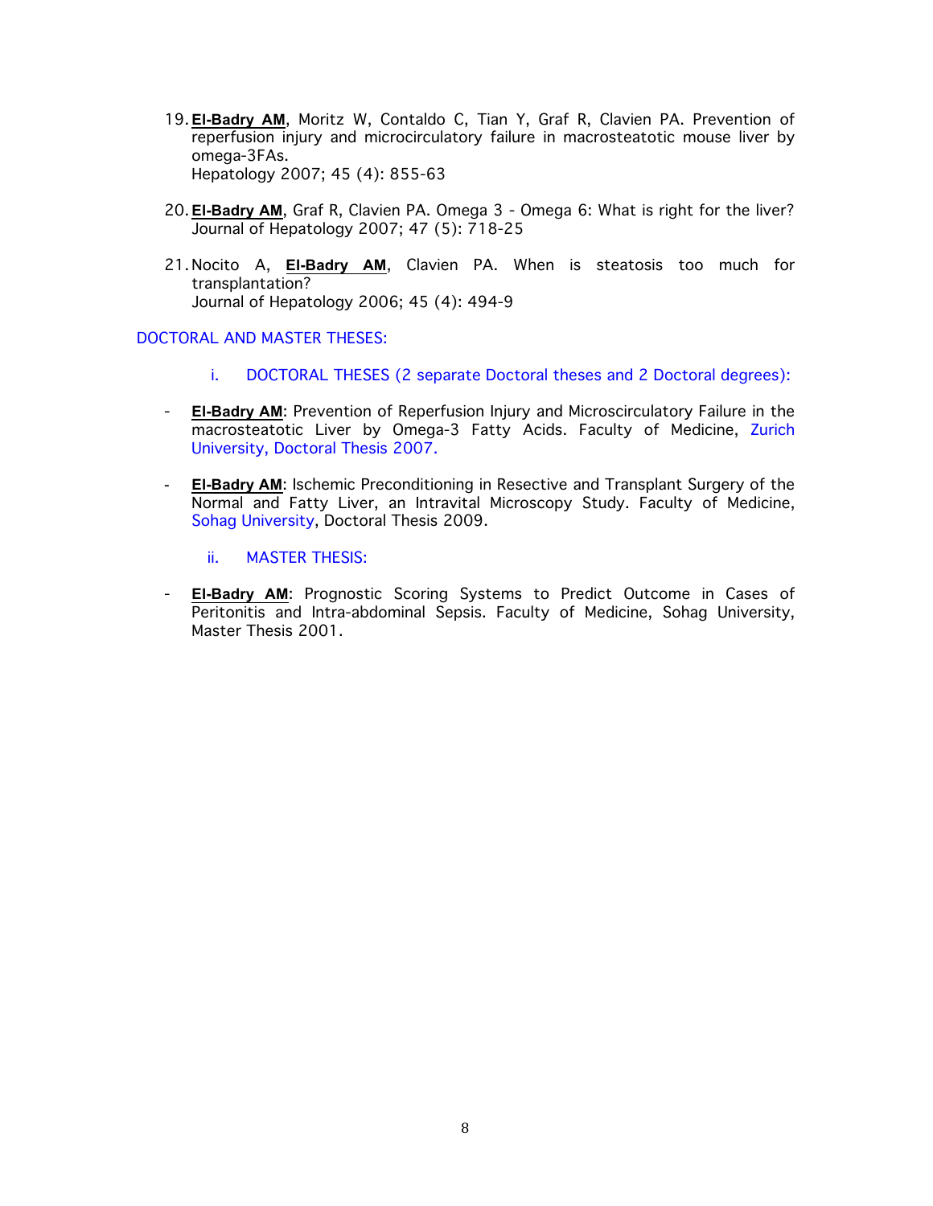19. **El-Badry AM**, Moritz W, Contaldo C, Tian Y, Graf R, Clavien PA. Prevention of reperfusion injury and microcirculatory failure in macrosteatotic mouse liver by omega-3FAs.
    Hepatology 2007; 45 (4): 855-63

20. **El-Badry AM**, Graf R, Clavien PA. Omega 3 - Omega 6: What is right for the liver?
    Journal of Hepatology 2007; 47 (5): 718-25

21. Nocito A, **El-Badry AM**, Clavien PA. When is steatosis too much for transplantation?
    Journal of Hepatology 2006; 45 (4): 494-9

DOCTORAL AND MASTER THESES:

i. DOCTORAL THESES (2 separate Doctoral theses and 2 Doctoral degrees):

- **El-Badry AM**: Prevention of Reperfusion Injury and Microscirculatory Failure in the macrosteatotic Liver by Omega-3 Fatty Acids. Faculty of Medicine, Zurich University, Doctoral Thesis 2007.

- **El-Badry AM**: Ischemic Preconditioning in Resective and Transplant Surgery of the Normal and Fatty Liver, an Intravital Microscopy Study. Faculty of Medicine, Sohag University, Doctoral Thesis 2009.

ii. MASTER THESIS:

- **El-Badry AM**: Prognostic Scoring Systems to Predict Outcome in Cases of Peritonitis and Intra-abdominal Sepsis. Faculty of Medicine, Sohag University, Master Thesis 2001.